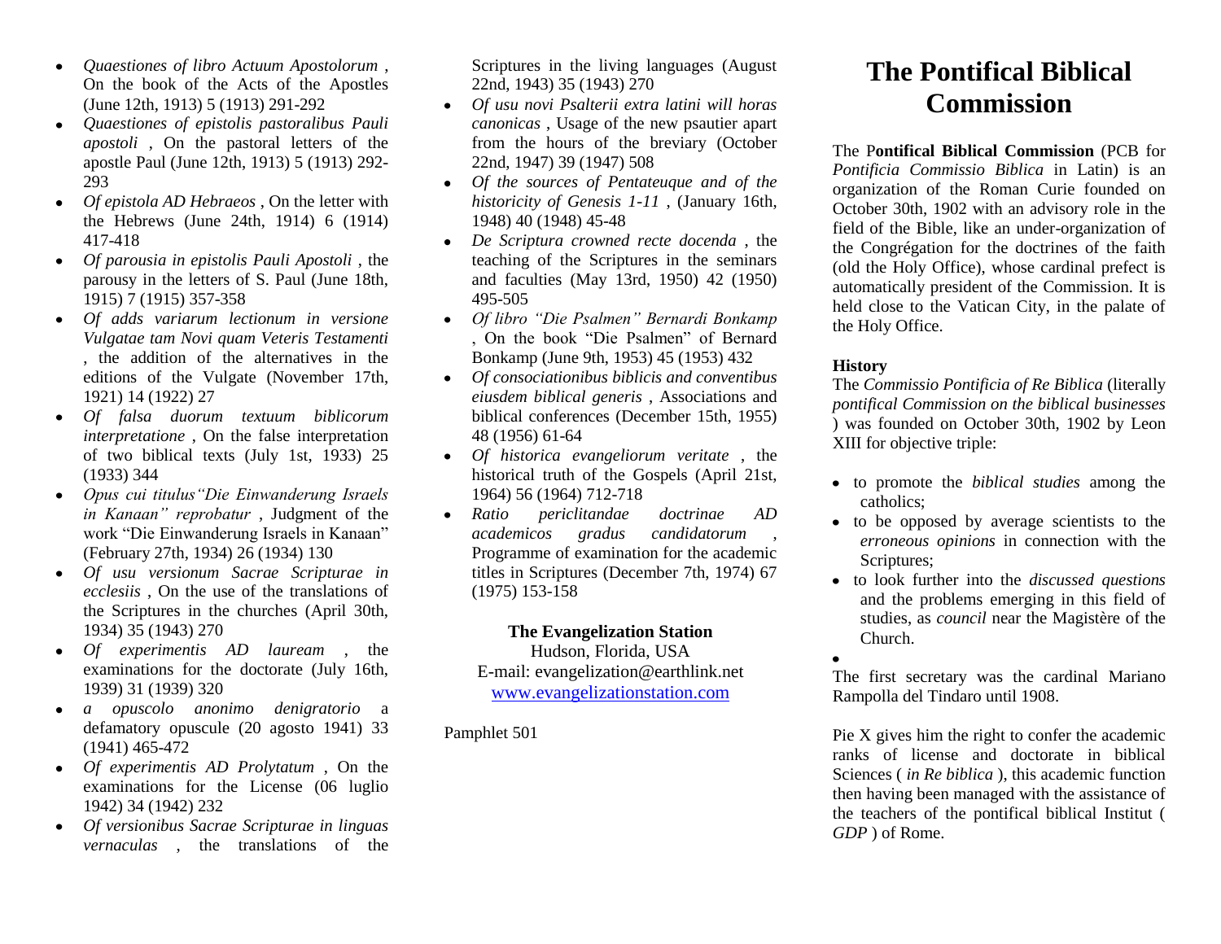# The Pontifical Biblical Commission

The P**ontifical Biblical Commission** (PCB for *Pontificia Commissio Biblica* in Latin) is an organization of the Roman Curie founded on October 30th, 1902 with an advisory role in the field of the Bible, like an under-organization of the Congrégation for the doctrines of the faith (old the Holy Office), whose cardinal prefect is automatically president of the Commission. It is held close to the Vatican City, in the palate of the Holy Office.

**History**

The *Commissio Pontificia of Re Biblica* (literally *pontifical Commission on the biblical businesses* ) was founded on October 30th, 1902 by Leon XIII for objective triple:

- to promote the *biblical studies* among the catholics;
- to be opposed by average scientists to the *erroneous opinions* in connection with the Scriptures;
- to look further into the *discussed questions* and the problems emerging in this field of studies, as *council* near the Magistère of the Church.

The first secretary was the cardinal Mariano Rampolla del Tindaro until 1908.

Pie X gives him the right to confer the academic ranks of license and doctorate in biblical Sciences ( *in Re biblica* ), this academic function then having been managed with the assistance of the teachers of the pontifical biblical Institut ( *GDP* ) of Rome.

- *Quaestiones of libro Actuum Apostolorum* , On the book of the Acts of the Apostles (June 12th, 1913) 5 (1913) 291-292
- *Quaestiones of epistolis pastoralibus Pauli apostoli* , On the pastoral letters of the apostle Paul (June 12th, 1913) 5 (1913) 292-293
- *Of epistola AD Hebraeos* , On the letter with the Hebrews (June 24th, 1914) 6 (1914) 417-418
- *Of parousia in epistolis Pauli Apostoli* , the parousy in the letters of S. Paul (June 18th, 1915) 7 (1915) 357-358
- *Of adds variarum lectionum in versione Vulgatae tam Novi quam Veteris Testamenti* , the addition of the alternatives in the editions of the Vulgate (November 17th, 1921) 14 (1922) 27
- *Of falsa duorum textuum biblicorum interpretatione* , On the false interpretation of two biblical texts (July 1st, 1933) 25 (1933) 344
- *Opus cui titulus"Die Einwanderung Israels in Kanaan" reprobatur* , Judgment of the work "Die Einwanderung Israels in Kanaan" (February 27th, 1934) 26 (1934) 130
- *Of usu versionum Sacrae Scripturae in ecclesiis* , On the use of the translations of the Scriptures in the churches (April 30th, 1934) 35 (1943) 270
- *Of experimentis AD lauream* , the examinations for the doctorate (July 16th, 1939) 31 (1939) 320
- *a opuscolo anonimo denigratorio* a defamatory opuscule (20 agosto 1941) 33 (1941) 465-472
- *Of experimentis AD Prolytatum* , On the examinations for the License (06 luglio 1942) 34 (1942) 232
- *Of versionibus Sacrae Scripturae in linguas vernaculas* , the translations of the Scriptures in the living languages (August 22nd, 1943) 35 (1943) 270
- *Of usu novi Psalterii extra latini will horas canonicas* , Usage of the new psautier apart from the hours of the breviary (October 22nd, 1947) 39 (1947) 508
- *Of the sources of Pentateuque and of the historicity of Genesis 1-11* , (January 16th, 1948) 40 (1948) 45-48
- *De Scriptura crowned recte docenda* , the teaching of the Scriptures in the seminars and faculties (May 13rd, 1950) 42 (1950) 495-505
- *Of libro "Die Psalmen" Bernardi Bonkamp* , On the book "Die Psalmen" of Bernard Bonkamp (June 9th, 1953) 45 (1953) 432
- *Of consociationibus biblicis and conventibus eiusdem biblical generis* , Associations and biblical conferences (December 15th, 1955) 48 (1956) 61-64
- *Of historica evangeliorum veritate* , the historical truth of the Gospels (April 21st, 1964) 56 (1964) 712-718
- *Ratio periclitandae doctrinae AD academicos gradus candidatorum* , Programme of examination for the academic titles in Scriptures (December 7th, 1974) 67 (1975) 153-158

**The Evangelization Station**
Hudson, Florida, USA
E-mail: evangelization@earthlink.net
www.evangelizationstation.com

Pamphlet 501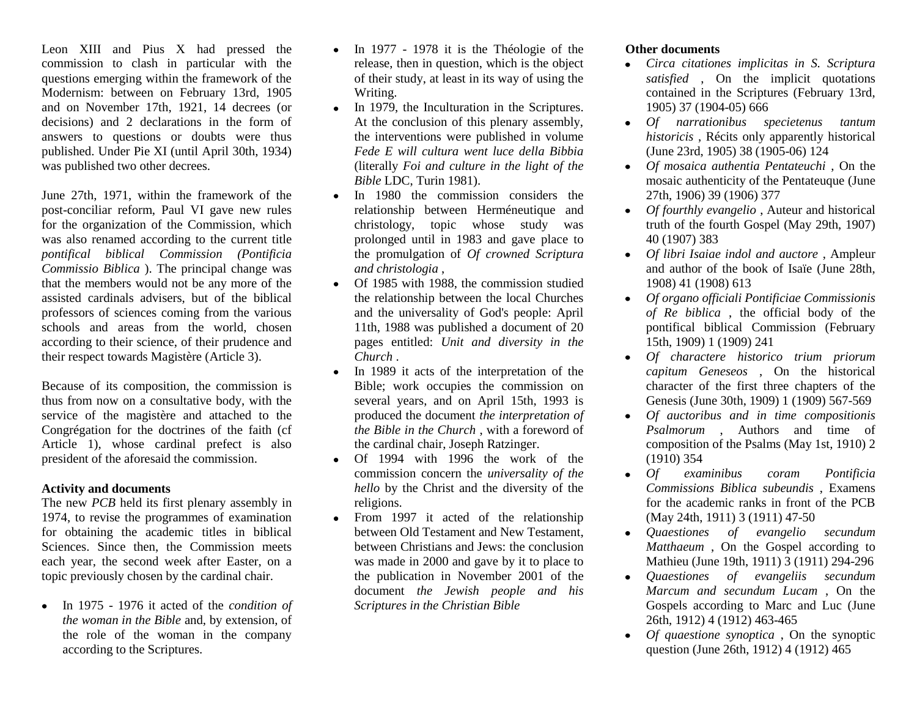Leon XIII and Pius X had pressed the commission to clash in particular with the questions emerging within the framework of the Modernism: between on February 13rd, 1905 and on November 17th, 1921, 14 decrees (or decisions) and 2 declarations in the form of answers to questions or doubts were thus published. Under Pie XI (until April 30th, 1934) was published two other decrees.

June 27th, 1971, within the framework of the post-conciliar reform, Paul VI gave new rules for the organization of the Commission, which was also renamed according to the current title *pontifical biblical Commission (Pontificia Commissio Biblica* ). The principal change was that the members would not be any more of the assisted cardinals advisers, but of the biblical professors of sciences coming from the various schools and areas from the world, chosen according to their science, of their prudence and their respect towards Magistère (Article 3).

Because of its composition, the commission is thus from now on a consultative body, with the service of the magistère and attached to the Congrégation for the doctrines of the faith (cf Article 1), whose cardinal prefect is also president of the aforesaid the commission.

**Activity and documents**

The new *PCB* held its first plenary assembly in 1974, to revise the programmes of examination for obtaining the academic titles in biblical Sciences. Since then, the Commission meets each year, the second week after Easter, on a topic previously chosen by the cardinal chair.

- In 1975 - 1976 it acted of the *condition of the woman in the Bible* and, by extension, of the role of the woman in the company according to the Scriptures.
- In 1977 - 1978 it is the Théologie of the release, then in question, which is the object of their study, at least in its way of using the Writing.
- In 1979, the Inculturation in the Scriptures. At the conclusion of this plenary assembly, the interventions were published in volume *Fede E will cultura went luce della Bibbia* (literally *Foi and culture in the light of the Bible* LDC, Turin 1981).
- In 1980 the commission considers the relationship between Herméneutique and christology, topic whose study was prolonged until in 1983 and gave place to the promulgation of *Of crowned Scriptura and christologia* ,
- Of 1985 with 1988, the commission studied the relationship between the local Churches and the universality of God's people: April 11th, 1988 was published a document of 20 pages entitled: *Unit and diversity in the Church* .
- In 1989 it acts of the interpretation of the Bible; work occupies the commission on several years, and on April 15th, 1993 is produced the document *the interpretation of the Bible in the Church* , with a foreword of the cardinal chair, Joseph Ratzinger.
- Of 1994 with 1996 the work of the commission concern the *universality of the hello* by the Christ and the diversity of the religions.
- From 1997 it acted of the relationship between Old Testament and New Testament, between Christians and Jews: the conclusion was made in 2000 and gave by it to place to the publication in November 2001 of the document *the Jewish people and his Scriptures in the Christian Bible*

**Other documents**

- *Circa citationes implicitas in S. Scriptura satisfied* , On the implicit quotations contained in the Scriptures (February 13rd, 1905) 37 (1904-05) 666
- *Of narrationibus specietenus tantum historicis* , Récits only apparently historical (June 23rd, 1905) 38 (1905-06) 124
- *Of mosaica authentia Pentateuchi* , On the mosaic authenticity of the Pentateuque (June 27th, 1906) 39 (1906) 377
- *Of fourthly evangelio* , Auteur and historical truth of the fourth Gospel (May 29th, 1907) 40 (1907) 383
- *Of libri Isaiae indol and auctore* , Ampleur and author of the book of Isaïe (June 28th, 1908) 41 (1908) 613
- *Of organo officiali Pontificiae Commissionis of Re biblica* , the official body of the pontifical biblical Commission (February 15th, 1909) 1 (1909) 241
- *Of charactere historico trium priorum capitum Geneseos* , On the historical character of the first three chapters of the Genesis (June 30th, 1909) 1 (1909) 567-569
- *Of auctoribus and in time compositionis Psalmorum* , Authors and time of composition of the Psalms (May 1st, 1910) 2 (1910) 354
- *Of examinibus coram Pontificia Commissions Biblica subeundis* , Examens for the academic ranks in front of the PCB (May 24th, 1911) 3 (1911) 47-50
- *Quaestiones of evangelio secundum Matthaeum* , On the Gospel according to Mathieu (June 19th, 1911) 3 (1911) 294-296
- *Quaestiones of evangeliis secundum Marcum and secundum Lucam* , On the Gospels according to Marc and Luc (June 26th, 1912) 4 (1912) 463-465
- *Of quaestione synoptica* , On the synoptic question (June 26th, 1912) 4 (1912) 465